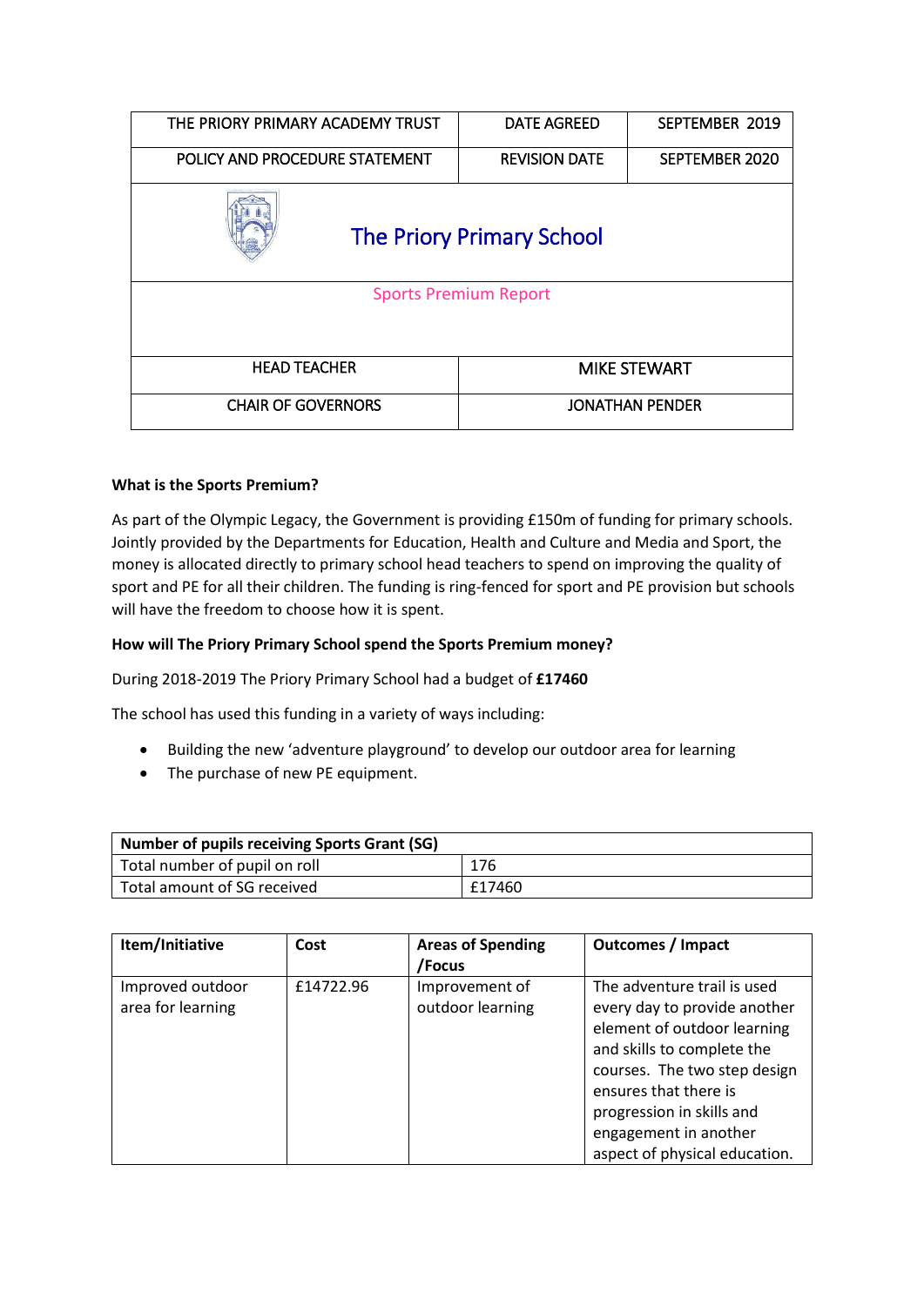| THE PRIORY PRIMARY ACADEMY TRUST | DATE AGREED | SEPTEMBER 2019 |
|---|---|---|
| POLICY AND PROCEDURE STATEMENT | REVISION DATE | SEPTEMBER 2020 |

# The Priory Primary School

## Sports Premium Report

| HEAD TEACHER | MIKE STEWART |
|---|---|
| CHAIR OF GOVERNORS | JONATHAN PENDER |

**What is the Sports Premium?**

As part of the Olympic Legacy, the Government is providing £150m of funding for primary schools. Jointly provided by the Departments for Education, Health and Culture and Media and Sport, the money is allocated directly to primary school head teachers to spend on improving the quality of sport and PE for all their children. The funding is ring-fenced for sport and PE provision but schools will have the freedom to choose how it is spent.

**How will The Priory Primary School spend the Sports Premium money?**

During 2018-2019 The Priory Primary School had a budget of **£17460**

The school has used this funding in a variety of ways including:

- Building the new 'adventure playground' to develop our outdoor area for learning
- The purchase of new PE equipment.

| **Number of pupils receiving Sports Grant (SG)** | |
|---|---|
| Total number of pupil on roll | 176 |
| Total amount of SG received | £17460 |

| Item/Initiative | Cost | Areas of Spending /Focus | Outcomes / Impact |
|---|---|---|---|
| Improved outdoor area for learning | £14722.96 | Improvement of outdoor learning | The adventure trail is used every day to provide another element of outdoor learning and skills to complete the courses. The two step design ensures that there is progression in skills and engagement in another aspect of physical education. |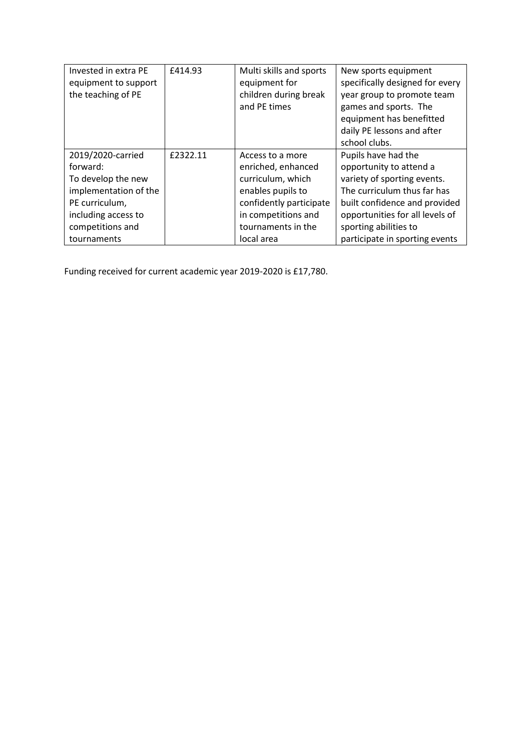| | | | |
|---|---|---|---|
| Invested in extra PE equipment to support the teaching of PE | £414.93 | Multi skills and sports equipment for children during break and PE times | New sports equipment specifically designed for every year group to promote team games and sports. The equipment has benefitted daily PE lessons and after school clubs. |
| 2019/2020-carried forward: To develop the new implementation of the PE curriculum, including access to competitions and tournaments | £2322.11 | Access to a more enriched, enhanced curriculum, which enables pupils to confidently participate in competitions and tournaments in the local area | Pupils have had the opportunity to attend a variety of sporting events. The curriculum thus far has built confidence and provided opportunities for all levels of sporting abilities to participate in sporting events |

Funding received for current academic year 2019-2020 is £17,780.